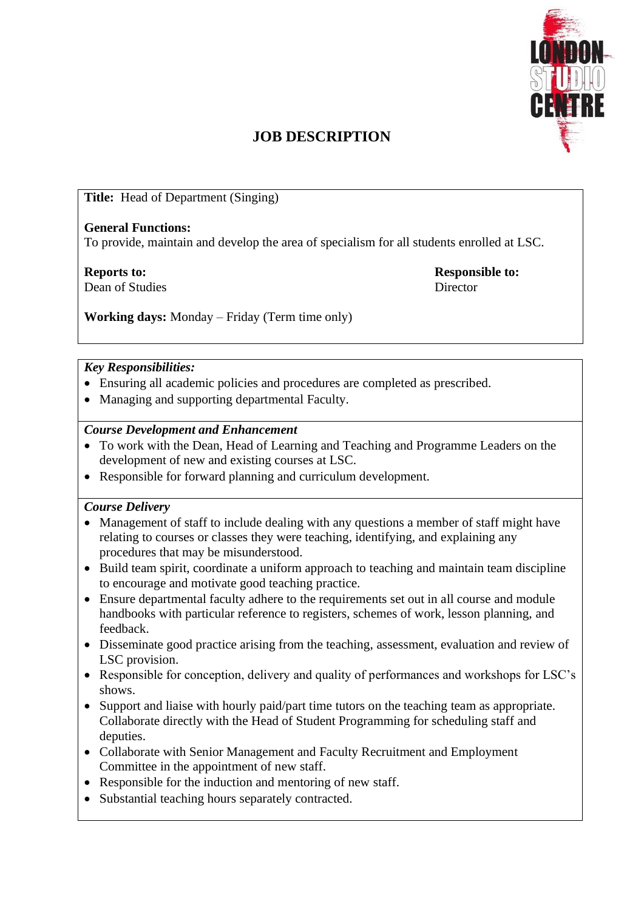# JOB DESCRIPTION

**Title:** Head of Department (Singing)

**General Functions:**
To provide, maintain and develop the area of specialism for all students enrolled at LSC.

**Reports to:**
Dean of Studies

**Responsible to:**
Director

**Working days:** Monday – Friday (Term time only)

***Key Responsibilities:***

- Ensuring all academic policies and procedures are completed as prescribed.
- Managing and supporting departmental Faculty.

***Course Development and Enhancement***

- To work with the Dean, Head of Learning and Teaching and Programme Leaders on the development of new and existing courses at LSC.
- Responsible for forward planning and curriculum development.

***Course Delivery***

- Management of staff to include dealing with any questions a member of staff might have relating to courses or classes they were teaching, identifying, and explaining any procedures that may be misunderstood.
- Build team spirit, coordinate a uniform approach to teaching and maintain team discipline to encourage and motivate good teaching practice.
- Ensure departmental faculty adhere to the requirements set out in all course and module handbooks with particular reference to registers, schemes of work, lesson planning, and feedback.
- Disseminate good practice arising from the teaching, assessment, evaluation and review of LSC provision.
- Responsible for conception, delivery and quality of performances and workshops for LSC's shows.
- Support and liaise with hourly paid/part time tutors on the teaching team as appropriate. Collaborate directly with the Head of Student Programming for scheduling staff and deputies.
- Collaborate with Senior Management and Faculty Recruitment and Employment Committee in the appointment of new staff.
- Responsible for the induction and mentoring of new staff.
- Substantial teaching hours separately contracted.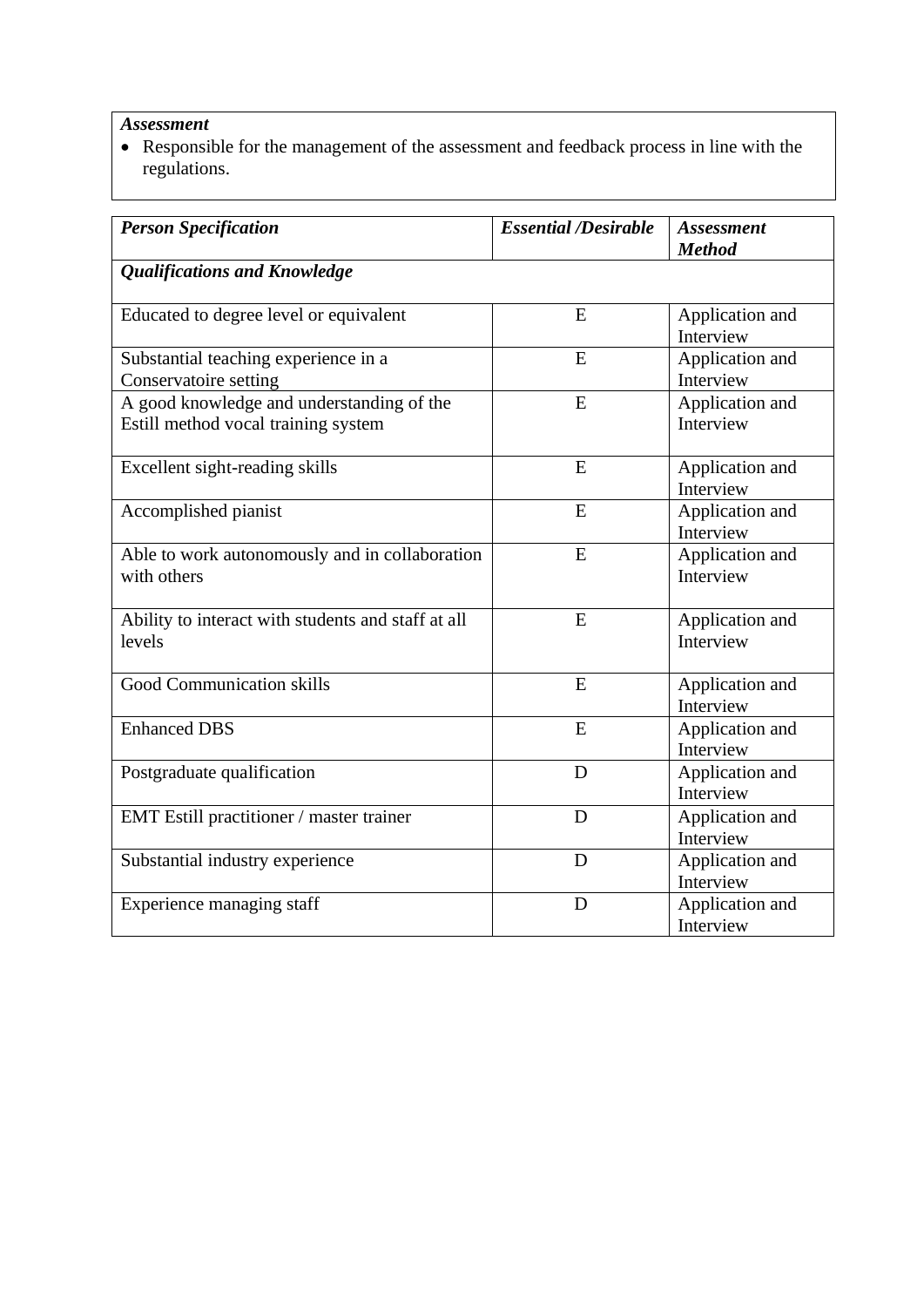***Assessment***

- Responsible for the management of the assessment and feedback process in line with the regulations.

| ***Person Specification*** | ***Essential /Desirable*** | ***Assessment Method*** |
|---|---|---|
| ***Qualifications and Knowledge*** | | |
| Educated to degree level or equivalent | E | Application and Interview |
| Substantial teaching experience in a Conservatoire setting | E | Application and Interview |
| A good knowledge and understanding of the Estill method vocal training system | E | Application and Interview |
| Excellent sight-reading skills | E | Application and Interview |
| Accomplished pianist | E | Application and Interview |
| Able to work autonomously and in collaboration with others | E | Application and Interview |
| Ability to interact with students and staff at all levels | E | Application and Interview |
| Good Communication skills | E | Application and Interview |
| Enhanced DBS | E | Application and Interview |
| Postgraduate qualification | D | Application and Interview |
| EMT Estill practitioner / master trainer | D | Application and Interview |
| Substantial industry experience | D | Application and Interview |
| Experience managing staff | D | Application and Interview |